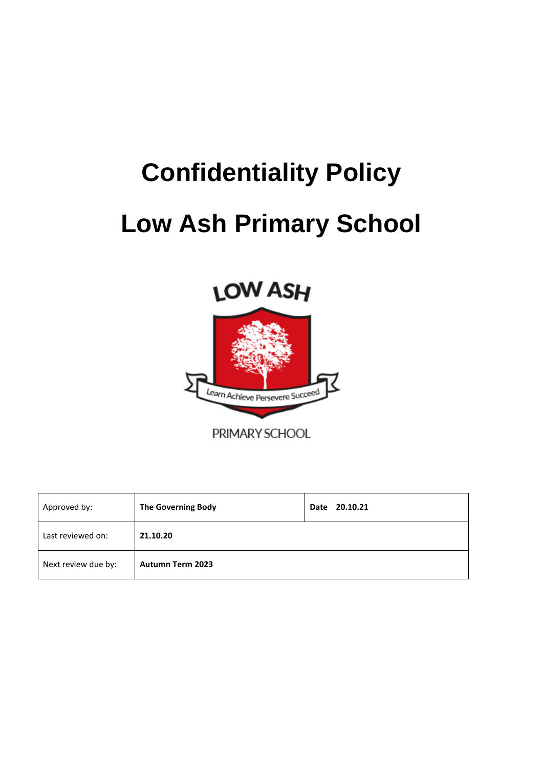# Confidentiality Policy

# Low Ash Primary School

| Approved by: | **The Governing Body** | **Date 20.10.21** |
|---|---|---|
| Last reviewed on: | **21.10.20** | |
| Next review due by: | **Autumn Term 2023** | |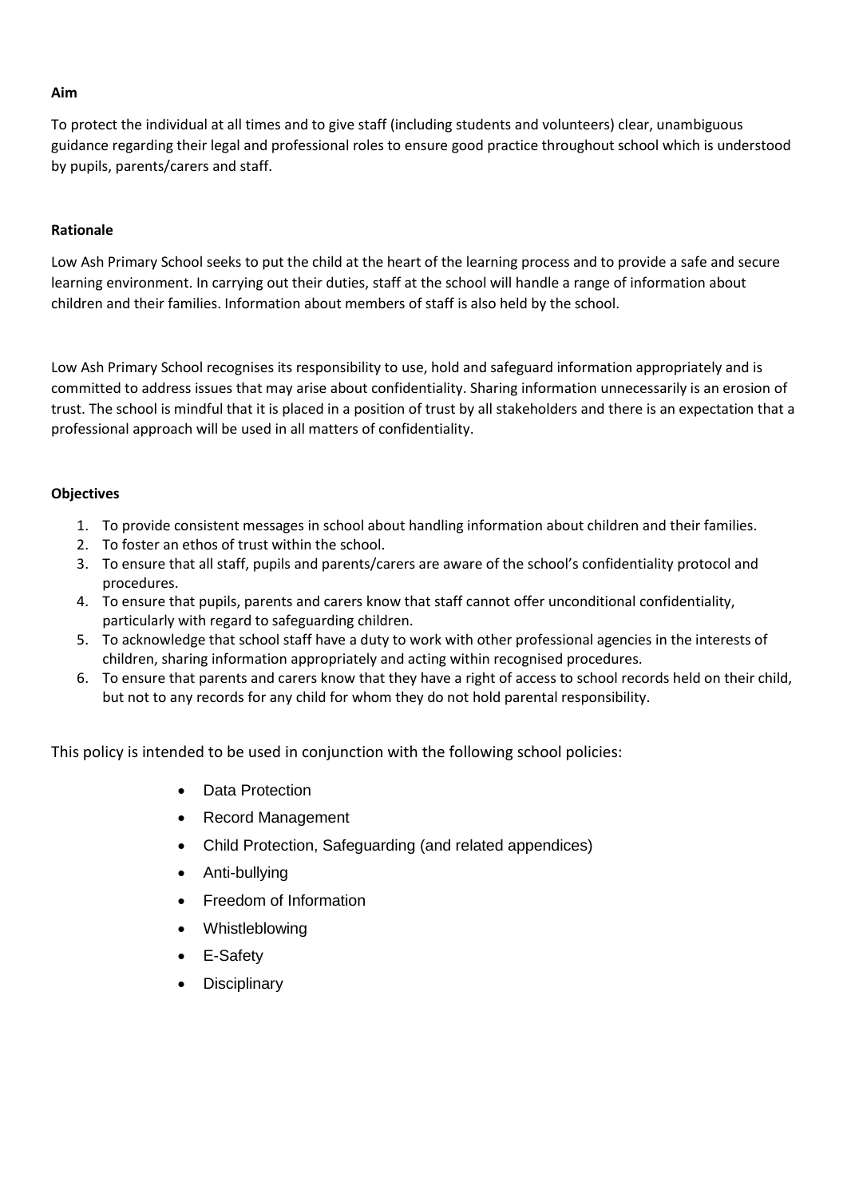**Aim**

To protect the individual at all times and to give staff (including students and volunteers) clear, unambiguous guidance regarding their legal and professional roles to ensure good practice throughout school which is understood by pupils, parents/carers and staff.

**Rationale**

Low Ash Primary School seeks to put the child at the heart of the learning process and to provide a safe and secure learning environment. In carrying out their duties, staff at the school will handle a range of information about children and their families. Information about members of staff is also held by the school.

Low Ash Primary School recognises its responsibility to use, hold and safeguard information appropriately and is committed to address issues that may arise about confidentiality. Sharing information unnecessarily is an erosion of trust. The school is mindful that it is placed in a position of trust by all stakeholders and there is an expectation that a professional approach will be used in all matters of confidentiality.

**Objectives**

1. To provide consistent messages in school about handling information about children and their families.
2. To foster an ethos of trust within the school.
3. To ensure that all staff, pupils and parents/carers are aware of the school's confidentiality protocol and procedures.
4. To ensure that pupils, parents and carers know that staff cannot offer unconditional confidentiality, particularly with regard to safeguarding children.
5. To acknowledge that school staff have a duty to work with other professional agencies in the interests of children, sharing information appropriately and acting within recognised procedures.
6. To ensure that parents and carers know that they have a right of access to school records held on their child, but not to any records for any child for whom they do not hold parental responsibility.

This policy is intended to be used in conjunction with the following school policies:

- Data Protection
- Record Management
- Child Protection, Safeguarding (and related appendices)
- Anti-bullying
- Freedom of Information
- Whistleblowing
- E-Safety
- Disciplinary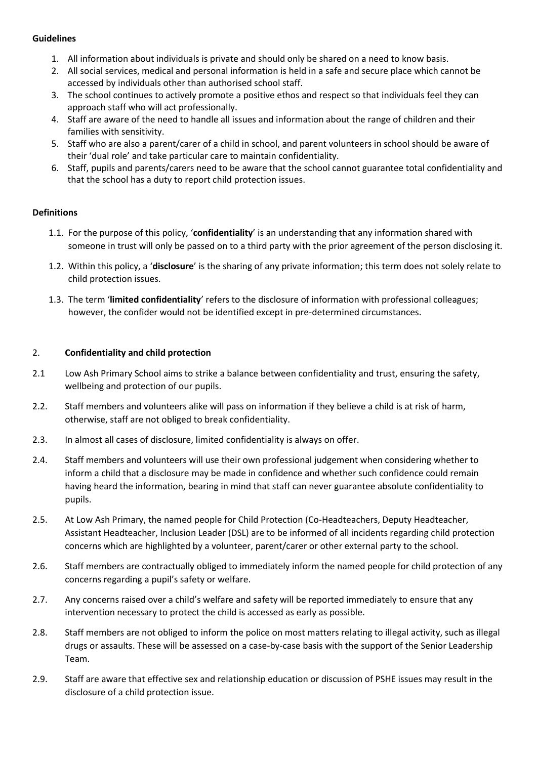**Guidelines**

1. All information about individuals is private and should only be shared on a need to know basis.
2. All social services, medical and personal information is held in a safe and secure place which cannot be accessed by individuals other than authorised school staff.
3. The school continues to actively promote a positive ethos and respect so that individuals feel they can approach staff who will act professionally.
4. Staff are aware of the need to handle all issues and information about the range of children and their families with sensitivity.
5. Staff who are also a parent/carer of a child in school, and parent volunteers in school should be aware of their 'dual role' and take particular care to maintain confidentiality.
6. Staff, pupils and parents/carers need to be aware that the school cannot guarantee total confidentiality and that the school has a duty to report child protection issues.

**Definitions**

1.1. For the purpose of this policy, '**confidentiality**' is an understanding that any information shared with someone in trust will only be passed on to a third party with the prior agreement of the person disclosing it.

1.2. Within this policy, a '**disclosure**' is the sharing of any private information; this term does not solely relate to child protection issues.

1.3. The term '**limited confidentiality**' refers to the disclosure of information with professional colleagues; however, the confider would not be identified except in pre-determined circumstances.

2. **Confidentiality and child protection**

2.1 Low Ash Primary School aims to strike a balance between confidentiality and trust, ensuring the safety, wellbeing and protection of our pupils.

2.2. Staff members and volunteers alike will pass on information if they believe a child is at risk of harm, otherwise, staff are not obliged to break confidentiality.

2.3. In almost all cases of disclosure, limited confidentiality is always on offer.

2.4. Staff members and volunteers will use their own professional judgement when considering whether to inform a child that a disclosure may be made in confidence and whether such confidence could remain having heard the information, bearing in mind that staff can never guarantee absolute confidentiality to pupils.

2.5. At Low Ash Primary, the named people for Child Protection (Co-Headteachers, Deputy Headteacher, Assistant Headteacher, Inclusion Leader (DSL) are to be informed of all incidents regarding child protection concerns which are highlighted by a volunteer, parent/carer or other external party to the school.

2.6. Staff members are contractually obliged to immediately inform the named people for child protection of any concerns regarding a pupil's safety or welfare.

2.7. Any concerns raised over a child's welfare and safety will be reported immediately to ensure that any intervention necessary to protect the child is accessed as early as possible.

2.8. Staff members are not obliged to inform the police on most matters relating to illegal activity, such as illegal drugs or assaults. These will be assessed on a case-by-case basis with the support of the Senior Leadership Team.

2.9. Staff are aware that effective sex and relationship education or discussion of PSHE issues may result in the disclosure of a child protection issue.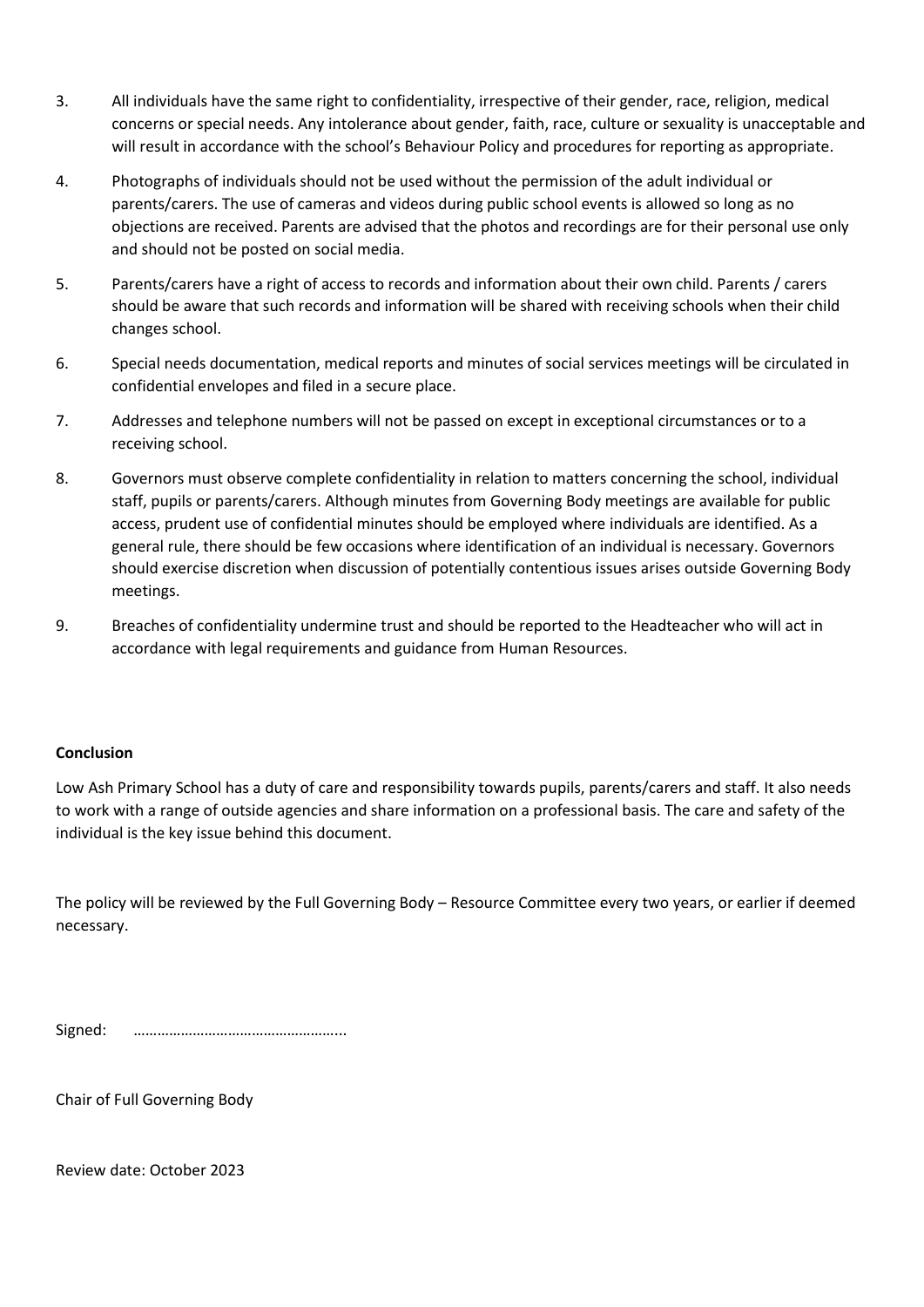3. All individuals have the same right to confidentiality, irrespective of their gender, race, religion, medical concerns or special needs. Any intolerance about gender, faith, race, culture or sexuality is unacceptable and will result in accordance with the school's Behaviour Policy and procedures for reporting as appropriate.

4. Photographs of individuals should not be used without the permission of the adult individual or parents/carers. The use of cameras and videos during public school events is allowed so long as no objections are received. Parents are advised that the photos and recordings are for their personal use only and should not be posted on social media.

5. Parents/carers have a right of access to records and information about their own child. Parents / carers should be aware that such records and information will be shared with receiving schools when their child changes school.

6. Special needs documentation, medical reports and minutes of social services meetings will be circulated in confidential envelopes and filed in a secure place.

7. Addresses and telephone numbers will not be passed on except in exceptional circumstances or to a receiving school.

8. Governors must observe complete confidentiality in relation to matters concerning the school, individual staff, pupils or parents/carers. Although minutes from Governing Body meetings are available for public access, prudent use of confidential minutes should be employed where individuals are identified. As a general rule, there should be few occasions where identification of an individual is necessary. Governors should exercise discretion when discussion of potentially contentious issues arises outside Governing Body meetings.

9. Breaches of confidentiality undermine trust and should be reported to the Headteacher who will act in accordance with legal requirements and guidance from Human Resources.

**Conclusion**

Low Ash Primary School has a duty of care and responsibility towards pupils, parents/carers and staff. It also needs to work with a range of outside agencies and share information on a professional basis. The care and safety of the individual is the key issue behind this document.

The policy will be reviewed by the Full Governing Body – Resource Committee every two years, or earlier if deemed necessary.

Signed: ……………………………………………...

Chair of Full Governing Body

Review date: October 2023